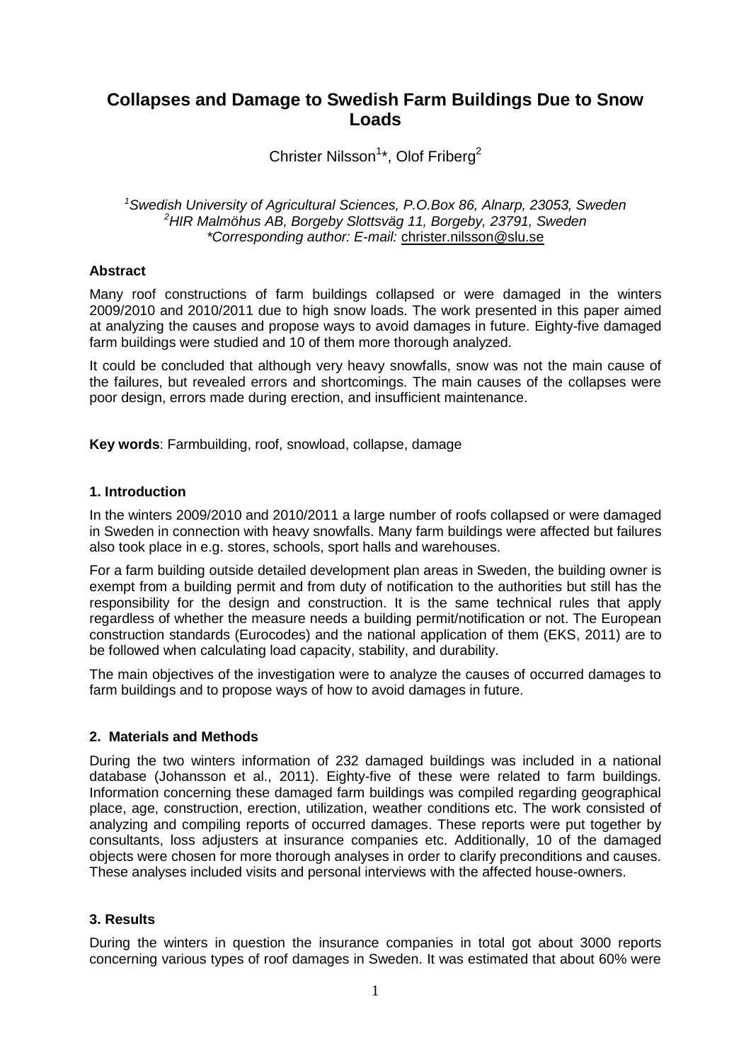# Collapses and Damage to Swedish Farm Buildings Due to Snow Loads

Christer Nilsson[1]*, Olof Friberg[2]

*[1]Swedish University of Agricultural Sciences, P.O.Box 86, Alnarp, 23053, Sweden*
*[2]HIR Malmöhus AB, Borgeby Slottsväg 11, Borgeby, 23791, Sweden*
*\*Corresponding author: E-mail: christer.nilsson@slu.se*

**Abstract**

Many roof constructions of farm buildings collapsed or were damaged in the winters 2009/2010 and 2010/2011 due to high snow loads. The work presented in this paper aimed at analyzing the causes and propose ways to avoid damages in future. Eighty-five damaged farm buildings were studied and 10 of them more thorough analyzed.

It could be concluded that although very heavy snowfalls, snow was not the main cause of the failures, but revealed errors and shortcomings. The main causes of the collapses were poor design, errors made during erection, and insufficient maintenance.

**Key words**: Farmbuilding, roof, snowload, collapse, damage

## 1. Introduction

In the winters 2009/2010 and 2010/2011 a large number of roofs collapsed or were damaged in Sweden in connection with heavy snowfalls. Many farm buildings were affected but failures also took place in e.g. stores, schools, sport halls and warehouses.

For a farm building outside detailed development plan areas in Sweden, the building owner is exempt from a building permit and from duty of notification to the authorities but still has the responsibility for the design and construction. It is the same technical rules that apply regardless of whether the measure needs a building permit/notification or not. The European construction standards (Eurocodes) and the national application of them (EKS, 2011) are to be followed when calculating load capacity, stability, and durability.

The main objectives of the investigation were to analyze the causes of occurred damages to farm buildings and to propose ways of how to avoid damages in future.

## 2. Materials and Methods

During the two winters information of 232 damaged buildings was included in a national database (Johansson et al., 2011). Eighty-five of these were related to farm buildings. Information concerning these damaged farm buildings was compiled regarding geographical place, age, construction, erection, utilization, weather conditions etc. The work consisted of analyzing and compiling reports of occurred damages. These reports were put together by consultants, loss adjusters at insurance companies etc. Additionally, 10 of the damaged objects were chosen for more thorough analyses in order to clarify preconditions and causes. These analyses included visits and personal interviews with the affected house-owners.

## 3. Results

During the winters in question the insurance companies in total got about 3000 reports concerning various types of roof damages in Sweden. It was estimated that about 60% were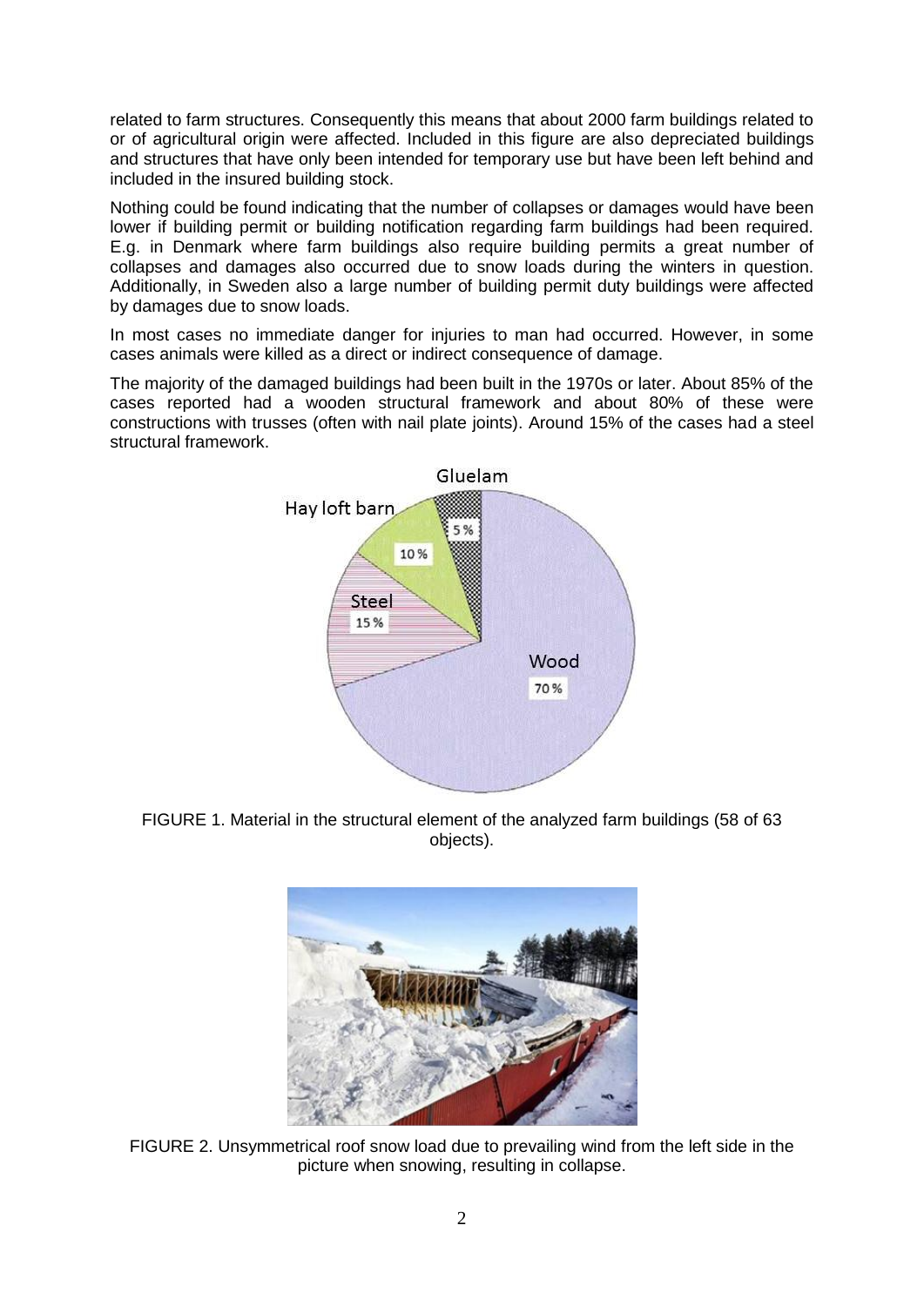related to farm structures. Consequently this means that about 2000 farm buildings related to or of agricultural origin were affected. Included in this figure are also depreciated buildings and structures that have only been intended for temporary use but have been left behind and included in the insured building stock.

Nothing could be found indicating that the number of collapses or damages would have been lower if building permit or building notification regarding farm buildings had been required. E.g. in Denmark where farm buildings also require building permits a great number of collapses and damages also occurred due to snow loads during the winters in question. Additionally, in Sweden also a large number of building permit duty buildings were affected by damages due to snow loads.

In most cases no immediate danger for injuries to man had occurred. However, in some cases animals were killed as a direct or indirect consequence of damage.

The majority of the damaged buildings had been built in the 1970s or later. About 85% of the cases reported had a wooden structural framework and about 80% of these were constructions with trusses (often with nail plate joints). Around 15% of the cases had a steel structural framework.

FIGURE 1. Material in the structural element of the analyzed farm buildings (58 of 63 objects).

FIGURE 2. Unsymmetrical roof snow load due to prevailing wind from the left side in the picture when snowing, resulting in collapse.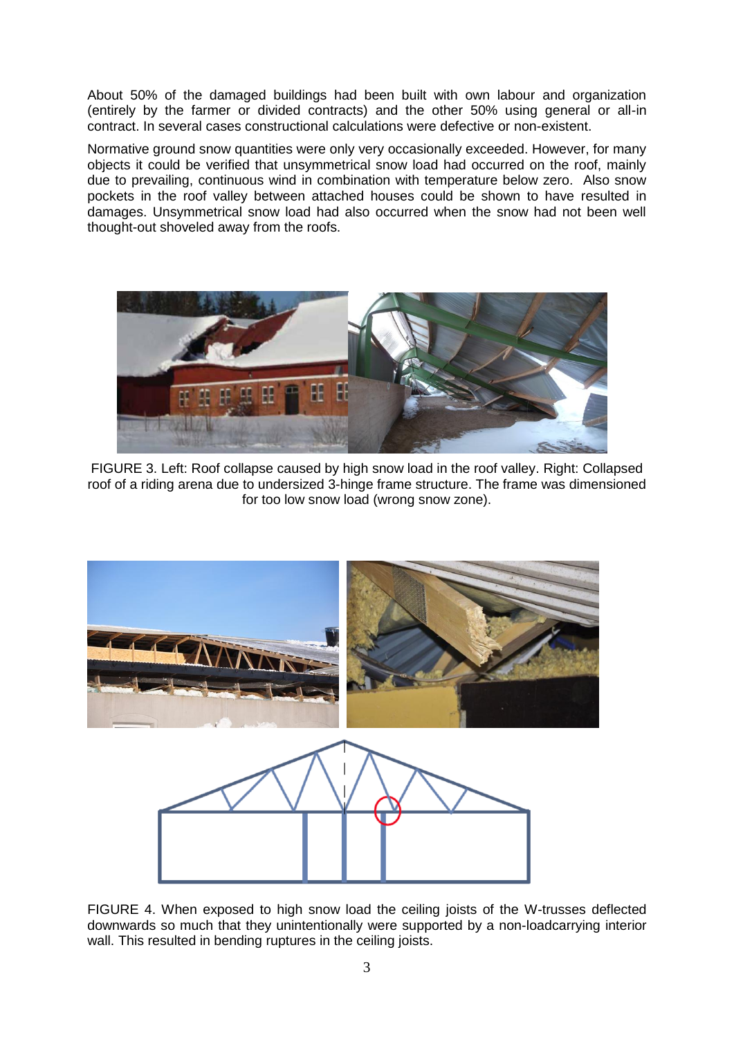About 50% of the damaged buildings had been built with own labour and organization (entirely by the farmer or divided contracts) and the other 50% using general or all-in contract. In several cases constructional calculations were defective or non-existent.

Normative ground snow quantities were only very occasionally exceeded. However, for many objects it could be verified that unsymmetrical snow load had occurred on the roof, mainly due to prevailing, continuous wind in combination with temperature below zero. Also snow pockets in the roof valley between attached houses could be shown to have resulted in damages. Unsymmetrical snow load had also occurred when the snow had not been well thought-out shoveled away from the roofs.

FIGURE 3. Left: Roof collapse caused by high snow load in the roof valley. Right: Collapsed roof of a riding arena due to undersized 3-hinge frame structure. The frame was dimensioned for too low snow load (wrong snow zone).

FIGURE 4. When exposed to high snow load the ceiling joists of the W-trusses deflected downwards so much that they unintentionally were supported by a non-loadcarrying interior wall. This resulted in bending ruptures in the ceiling joists.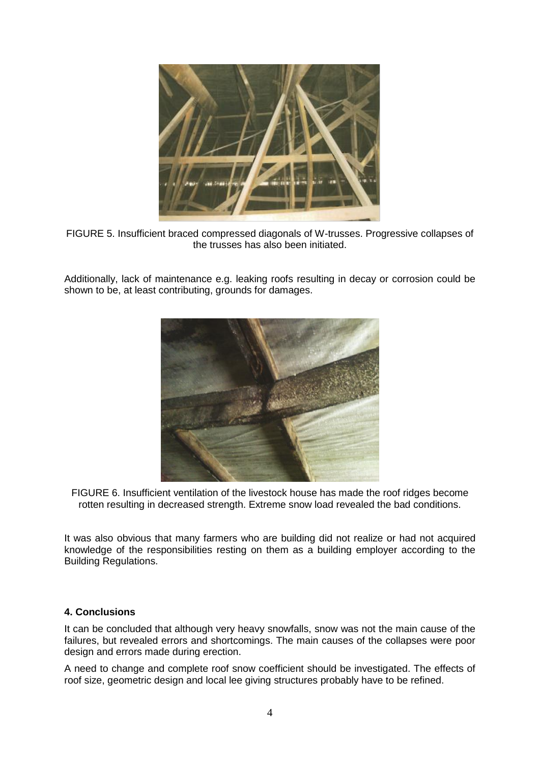FIGURE 5. Insufficient braced compressed diagonals of W-trusses. Progressive collapses of the trusses has also been initiated.

Additionally, lack of maintenance e.g. leaking roofs resulting in decay or corrosion could be shown to be, at least contributing, grounds for damages.

FIGURE 6. Insufficient ventilation of the livestock house has made the roof ridges become rotten resulting in decreased strength. Extreme snow load revealed the bad conditions.

It was also obvious that many farmers who are building did not realize or had not acquired knowledge of the responsibilities resting on them as a building employer according to the Building Regulations.

## 4. Conclusions

It can be concluded that although very heavy snowfalls, snow was not the main cause of the failures, but revealed errors and shortcomings. The main causes of the collapses were poor design and errors made during erection.

A need to change and complete roof snow coefficient should be investigated. The effects of roof size, geometric design and local lee giving structures probably have to be refined.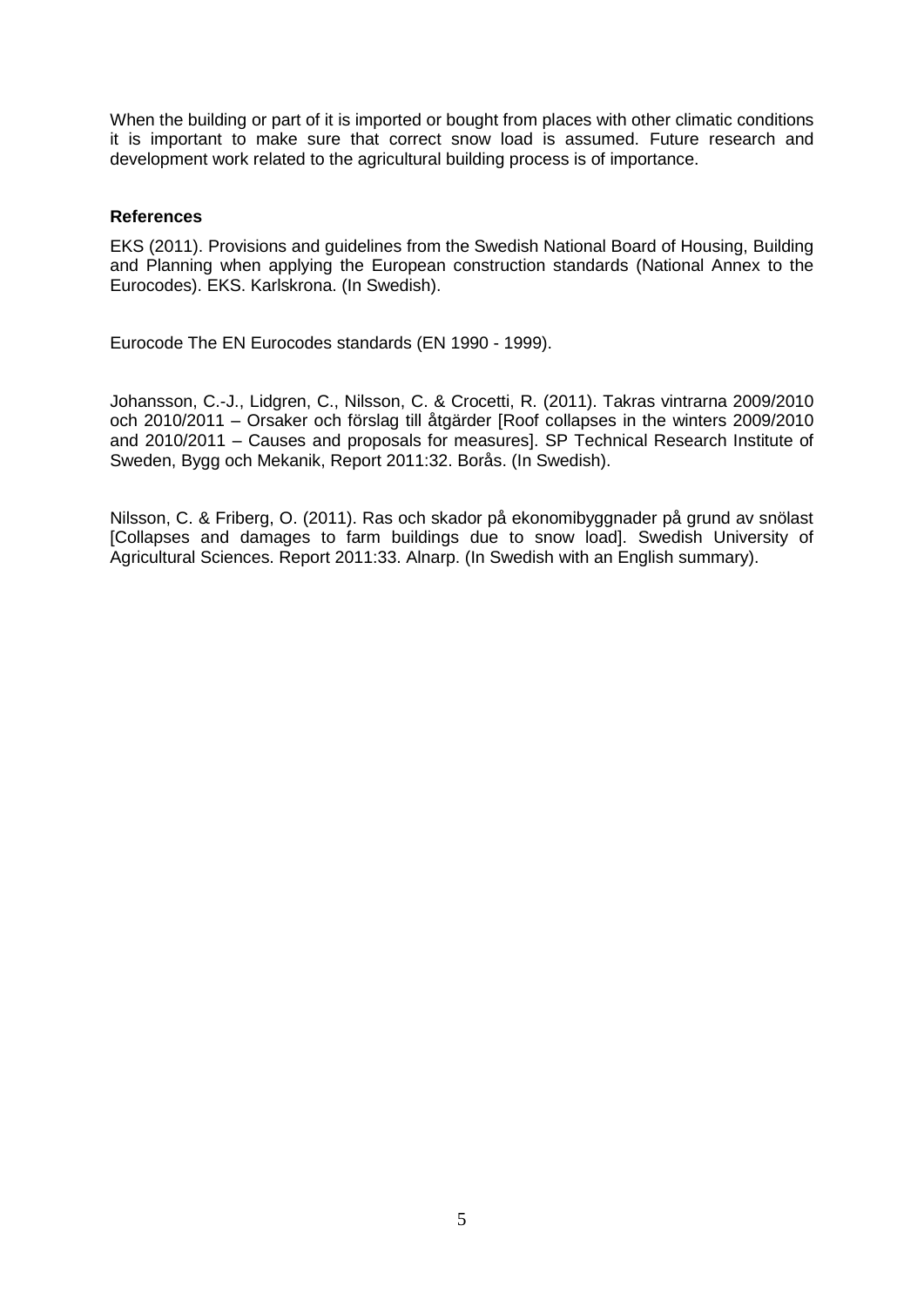When the building or part of it is imported or bought from places with other climatic conditions it is important to make sure that correct snow load is assumed. Future research and development work related to the agricultural building process is of importance.

**References**

EKS (2011). Provisions and guidelines from the Swedish National Board of Housing, Building and Planning when applying the European construction standards (National Annex to the Eurocodes). EKS. Karlskrona. (In Swedish).

Eurocode The EN Eurocodes standards (EN 1990 - 1999).

Johansson, C.-J., Lidgren, C., Nilsson, C. & Crocetti, R. (2011). Takras vintrarna 2009/2010 och 2010/2011 – Orsaker och förslag till åtgärder [Roof collapses in the winters 2009/2010 and 2010/2011 – Causes and proposals for measures]. SP Technical Research Institute of Sweden, Bygg och Mekanik, Report 2011:32. Borås. (In Swedish).

Nilsson, C. & Friberg, O. (2011). Ras och skador på ekonomibyggnader på grund av snölast [Collapses and damages to farm buildings due to snow load]. Swedish University of Agricultural Sciences. Report 2011:33. Alnarp. (In Swedish with an English summary).